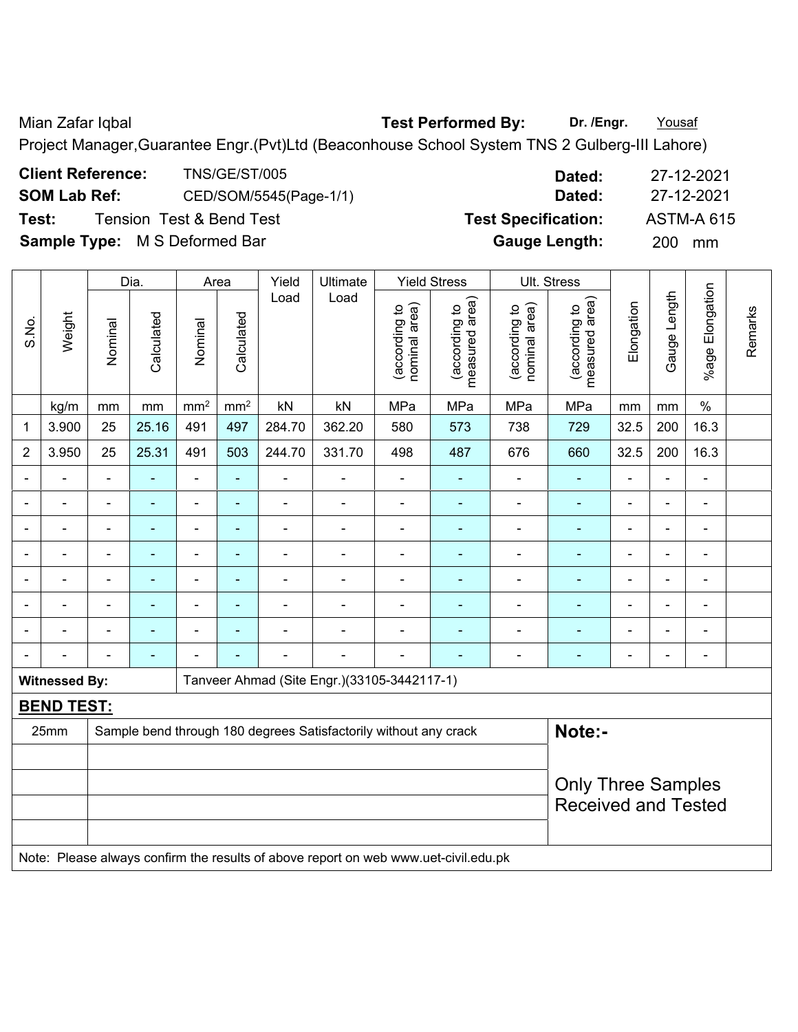Mian Zafar Iqbal **Test Performed By:** **Dr. /Engr.** Yousaf

Project Manager,Guarantee Engr.(Pvt)Ltd (Beaconhouse School System TNS 2 Gulberg-III Lahore)

**Client Reference:** TNS/GE/ST/005 **Dated:** 27-12-2021

**SOM Lab Ref:** CED/SOM/5545(Page-1/1) **Dated:** 27-12-2021

**Test:** Tension Test & Bend Test **Test Specification:** ASTM-A 615

**Sample Type:** M S Deformed Bar **Gauge Length:** 200 mm

| S.No. | Weight | Dia. | | Area | | Yield Load | Ultimate Load | Yield Stress | | Ult. Stress | | Elongation | Gauge Length | %age Elongation | Remarks |
|---|---|---|---|---|---|---|---|---|---|---|---|---|---|---|---|
| | | Nominal | Calculated | Nominal | Calculated | | | (according to nominal area) | (according to measured area) | (according to nominal area) | (according to measured area) | | | | |
| | kg/m | mm | mm | mm² | mm² | kN | kN | MPa | MPa | MPa | MPa | mm | mm | % | |
| 1 | 3.900 | 25 | 25.16 | 491 | 497 | 284.70 | 362.20 | 580 | 573 | 738 | 729 | 32.5 | 200 | 16.3 | |
| 2 | 3.950 | 25 | 25.31 | 491 | 503 | 244.70 | 331.70 | 498 | 487 | 676 | 660 | 32.5 | 200 | 16.3 | |
| - | - | - | - | - | - | - | - | - | - | - | - | - | - | - | |
| - | - | - | - | - | - | - | - | - | - | - | - | - | - | - | |
| - | - | - | - | - | - | - | - | - | - | - | - | - | - | - | |
| - | - | - | - | - | - | - | - | - | - | - | - | - | - | - | |
| - | - | - | - | - | - | - | - | - | - | - | - | - | - | - | |
| - | - | - | - | - | - | - | - | - | - | - | - | - | - | - | |
| - | - | - | - | - | - | - | - | - | - | - | - | - | - | - | |
| - | - | - | - | - | - | - | - | - | - | - | - | - | - | - | |

**Witnessed By:** Tanveer Ahmad (Site Engr.)(33105-3442117-1)

**BEND TEST:**

| | | |
|---|---|---|
| 25mm | Sample bend through 180 degrees Satisfactorily without any crack | **Note:-** |
| | | Only Three Samples Received and Tested |

Note: Please always confirm the results of above report on web www.uet-civil.edu.pk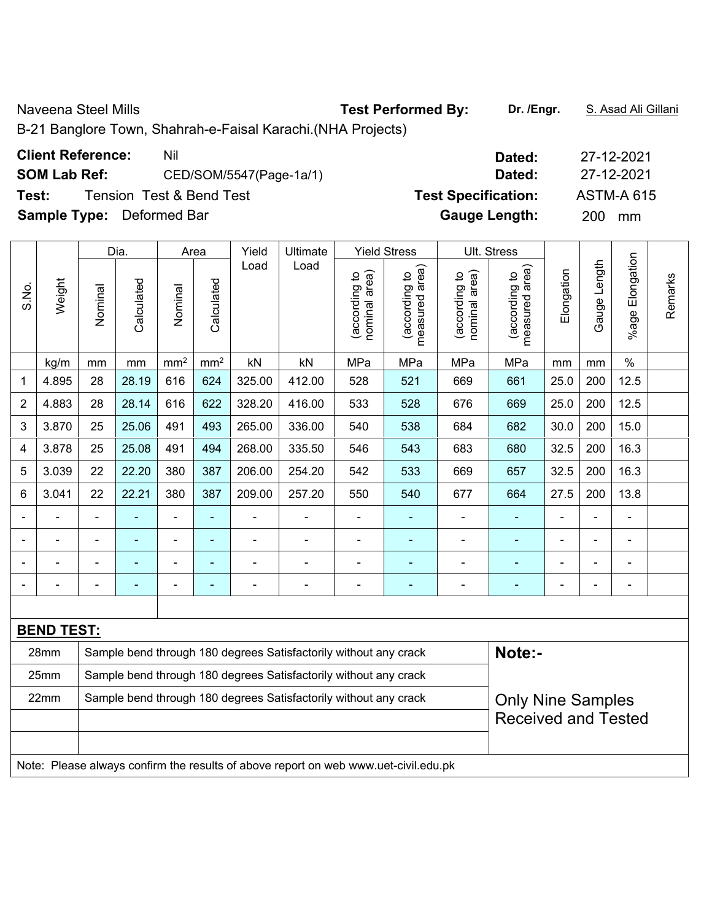Naveena Steel Mills

B-21 Banglore Town, Shahrah-e-Faisal Karachi.(NHA Projects)

**Test Performed By:** Dr. /Engr. S. Asad Ali Gillani

**Client Reference:** Nil **Dated:** 27-12-2021

**SOM Lab Ref:** CED/SOM/5547(Page-1a/1) **Dated:** 27-12-2021

**Test:** Tension Test & Bend Test **Test Specification:** ASTM-A 615

**Sample Type:** Deformed Bar **Gauge Length:** 200 mm

| S.No. | Weight | Dia. | | Area | | Yield Load | Ultimate Load | Yield Stress | | Ult. Stress | | Elongation | Gauge Length | %age Elongation | Remarks |
|---|---|---|---|---|---|---|---|---|---|---|---|---|---|---|---|
| | | Nominal | Calculated | Nominal | Calculated | | | (according to nominal area) | (according to measured area) | (according to nominal area) | (according to measured area) | | | | |
| | kg/m | mm | mm | mm² | mm² | kN | kN | MPa | MPa | MPa | MPa | mm | mm | % | |
| 1 | 4.895 | 28 | 28.19 | 616 | 624 | 325.00 | 412.00 | 528 | 521 | 669 | 661 | 25.0 | 200 | 12.5 | |
| 2 | 4.883 | 28 | 28.14 | 616 | 622 | 328.20 | 416.00 | 533 | 528 | 676 | 669 | 25.0 | 200 | 12.5 | |
| 3 | 3.870 | 25 | 25.06 | 491 | 493 | 265.00 | 336.00 | 540 | 538 | 684 | 682 | 30.0 | 200 | 15.0 | |
| 4 | 3.878 | 25 | 25.08 | 491 | 494 | 268.00 | 335.50 | 546 | 543 | 683 | 680 | 32.5 | 200 | 16.3 | |
| 5 | 3.039 | 22 | 22.20 | 380 | 387 | 206.00 | 254.20 | 542 | 533 | 669 | 657 | 32.5 | 200 | 16.3 | |
| 6 | 3.041 | 22 | 22.21 | 380 | 387 | 209.00 | 257.20 | 550 | 540 | 677 | 664 | 27.5 | 200 | 13.8 | |
| - | - | - | - | - | - | - | - | - | - | - | - | - | - | - | |
| - | - | - | - | - | - | - | - | - | - | - | - | - | - | - | |
| - | - | - | - | - | - | - | - | - | - | - | - | - | - | - | |
| - | - | - | - | - | - | - | - | - | - | - | - | - | - | - | |

**BEND TEST:**

| Size | Result |
|---|---|
| 28mm | Sample bend through 180 degrees Satisfactorily without any crack |
| 25mm | Sample bend through 180 degrees Satisfactorily without any crack |
| 22mm | Sample bend through 180 degrees Satisfactorily without any crack |

**Note:-**

Only Nine Samples Received and Tested

Note: Please always confirm the results of above report on web www.uet-civil.edu.pk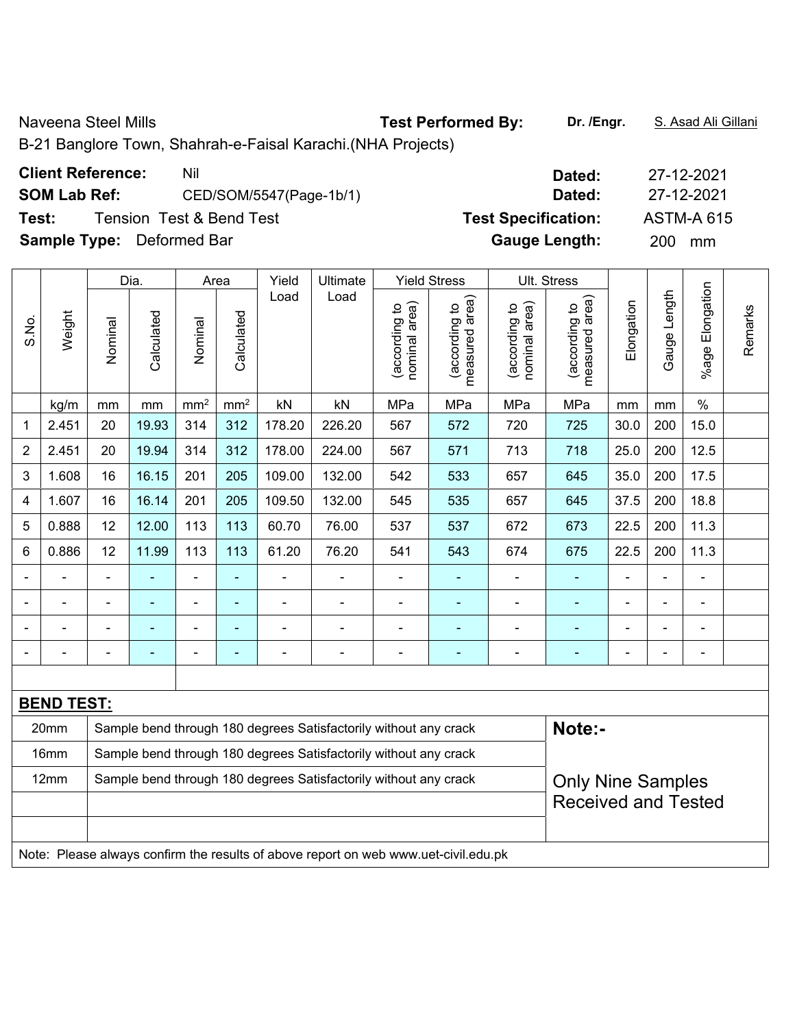Naveena Steel Mills

B-21 Banglore Town, Shahrah-e-Faisal Karachi.(NHA Projects)

**Test Performed By:** Dr. /Engr. S. Asad Ali Gillani

**Client Reference:** Nil **Dated:** 27-12-2021

**SOM Lab Ref:** CED/SOM/5547(Page-1b/1) **Dated:** 27-12-2021

**Test:** Tension Test & Bend Test **Test Specification:** ASTM-A 615

**Sample Type:** Deformed Bar **Gauge Length:** 200 mm

| S.No. | Weight | Dia. | | Area | | Yield Load | Ultimate Load | Yield Stress | | Ult. Stress | | Elongation | Gauge Length | %age Elongation | Remarks |
|---|---|---|---|---|---|---|---|---|---|---|---|---|---|---|---|
| | | Nominal | Calculated | Nominal | Calculated | | | (according to nominal area) | (according to measured area) | (according to nominal area) | (according to measured area) | | | | |
| | kg/m | mm | mm | mm$^2$ | mm$^2$ | kN | kN | MPa | MPa | MPa | MPa | mm | mm | % | |
| 1 | 2.451 | 20 | 19.93 | 314 | 312 | 178.20 | 226.20 | 567 | 572 | 720 | 725 | 30.0 | 200 | 15.0 | |
| 2 | 2.451 | 20 | 19.94 | 314 | 312 | 178.00 | 224.00 | 567 | 571 | 713 | 718 | 25.0 | 200 | 12.5 | |
| 3 | 1.608 | 16 | 16.15 | 201 | 205 | 109.00 | 132.00 | 542 | 533 | 657 | 645 | 35.0 | 200 | 17.5 | |
| 4 | 1.607 | 16 | 16.14 | 201 | 205 | 109.50 | 132.00 | 545 | 535 | 657 | 645 | 37.5 | 200 | 18.8 | |
| 5 | 0.888 | 12 | 12.00 | 113 | 113 | 60.70 | 76.00 | 537 | 537 | 672 | 673 | 22.5 | 200 | 11.3 | |
| 6 | 0.886 | 12 | 11.99 | 113 | 113 | 61.20 | 76.20 | 541 | 543 | 674 | 675 | 22.5 | 200 | 11.3 | |
| - | - | - | - | - | - | - | - | - | - | - | - | - | - | - | |
| - | - | - | - | - | - | - | - | - | - | - | - | - | - | - | |
| - | - | - | - | - | - | - | - | - | - | - | - | - | - | - | |
| - | - | - | - | - | - | - | - | - | - | - | - | - | - | - | |

**BEND TEST:**

| | | |
|---|---|---|
| 20mm | Sample bend through 180 degrees Satisfactorily without any crack | **Note:-** |
| 16mm | Sample bend through 180 degrees Satisfactorily without any crack | |
| 12mm | Sample bend through 180 degrees Satisfactorily without any crack | Only Nine Samples Received and Tested |

Note: Please always confirm the results of above report on web www.uet-civil.edu.pk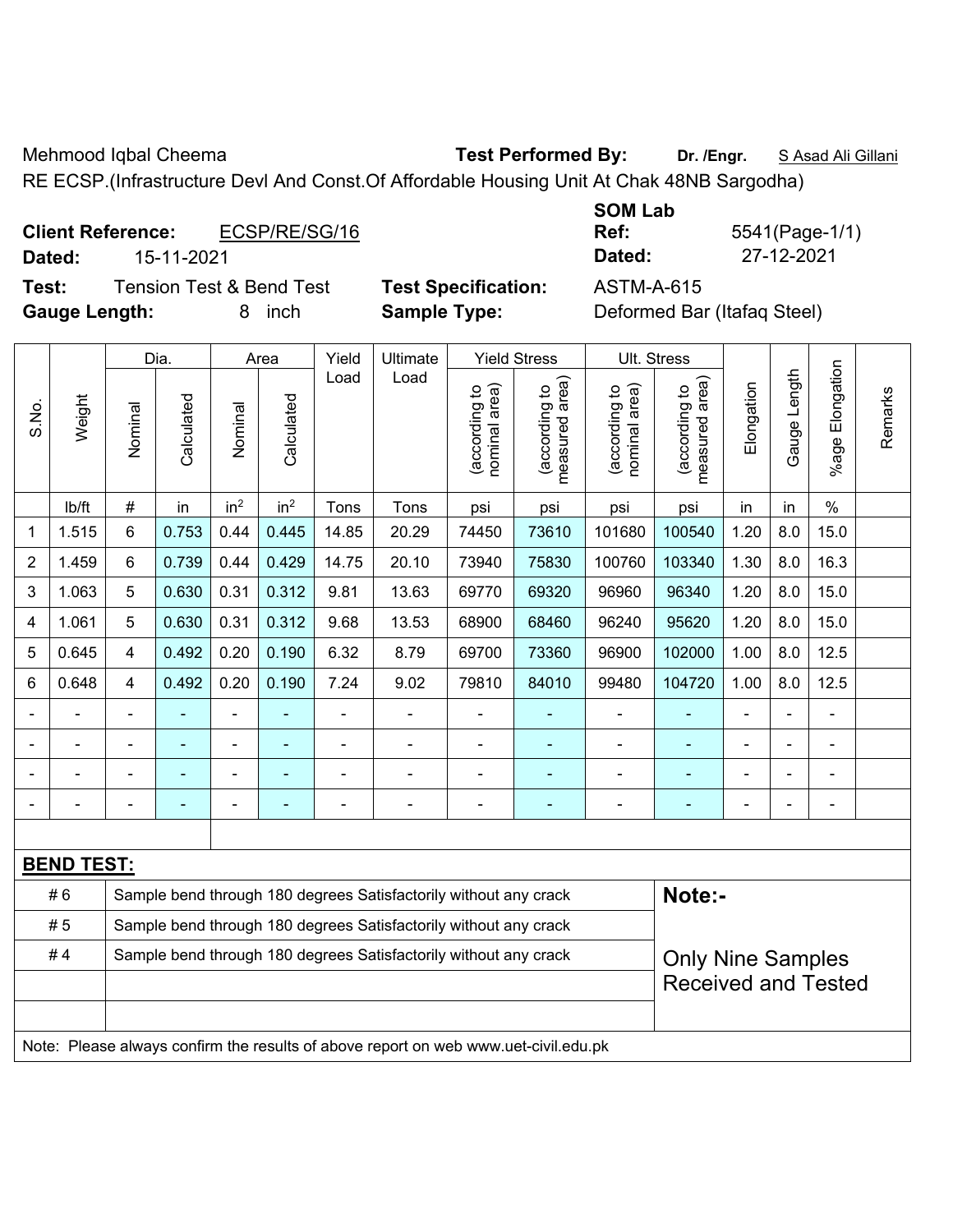Mehmood Iqbal Cheema **Test Performed By:** **Dr. /Engr.** S Asad Ali Gillani

RE ECSP.(Infrastructure Devl And Const.Of Affordable Housing Unit At Chak 48NB Sargodha)

**Client Reference:** ECSP/RE/SG/16
**Dated:** 15-11-2021

**SOM Lab Ref:** 5541(Page-1/1)
**Dated:** 27-12-2021

**Test:** Tension Test & Bend Test
**Test Specification:** ASTM-A-615
**Gauge Length:** 8 inch
**Sample Type:** Deformed Bar (Itafaq Steel)

| S.No. | Weight | Dia. | | Area | | Yield Load | Ultimate Load | Yield Stress | | Ult. Stress | | Elongation | Gauge Length | %age Elongation | Remarks |
|---|---|---|---|---|---|---|---|---|---|---|---|---|---|---|---|
| | | Nominal | Calculated | Nominal | Calculated | | | (according to nominal area) | (according to measured area) | (according to nominal area) | (according to measured area) | | | | |
| | lb/ft | # | in | $in^2$ | $in^2$ | Tons | Tons | psi | psi | psi | psi | in | in | % | |
| 1 | 1.515 | 6 | 0.753 | 0.44 | 0.445 | 14.85 | 20.29 | 74450 | 73610 | 101680 | 100540 | 1.20 | 8.0 | 15.0 | |
| 2 | 1.459 | 6 | 0.739 | 0.44 | 0.429 | 14.75 | 20.10 | 73940 | 75830 | 100760 | 103340 | 1.30 | 8.0 | 16.3 | |
| 3 | 1.063 | 5 | 0.630 | 0.31 | 0.312 | 9.81 | 13.63 | 69770 | 69320 | 96960 | 96340 | 1.20 | 8.0 | 15.0 | |
| 4 | 1.061 | 5 | 0.630 | 0.31 | 0.312 | 9.68 | 13.53 | 68900 | 68460 | 96240 | 95620 | 1.20 | 8.0 | 15.0 | |
| 5 | 0.645 | 4 | 0.492 | 0.20 | 0.190 | 6.32 | 8.79 | 69700 | 73360 | 96900 | 102000 | 1.00 | 8.0 | 12.5 | |
| 6 | 0.648 | 4 | 0.492 | 0.20 | 0.190 | 7.24 | 9.02 | 79810 | 84010 | 99480 | 104720 | 1.00 | 8.0 | 12.5 | |
| - | - | - | - | - | - | - | - | - | - | - | - | - | - | - | |
| - | - | - | - | - | - | - | - | - | - | - | - | - | - | - | |
| - | - | - | - | - | - | - | - | - | - | - | - | - | - | - | |
| - | - | - | - | - | - | - | - | - | - | - | - | - | - | - | |

**BEND TEST:**

| | |
|---|---|
| # 6 | Sample bend through 180 degrees Satisfactorily without any crack |
| # 5 | Sample bend through 180 degrees Satisfactorily without any crack |
| # 4 | Sample bend through 180 degrees Satisfactorily without any crack |

**Note:-**

Only Nine Samples Received and Tested

Note: Please always confirm the results of above report on web www.uet-civil.edu.pk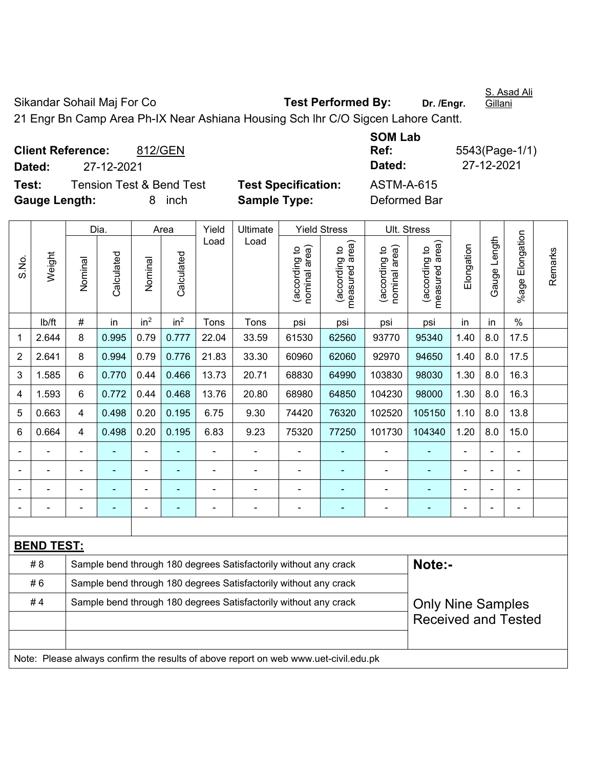Sikandar Sohail Maj For Co

**Test Performed By:** Dr. /Engr. S. Asad Ali Gillani

21 Engr Bn Camp Area Ph-IX Near Ashiana Housing Sch lhr C/O Sigcen Lahore Cantt.

**Client Reference:** 812/GEN

**Dated:** 27-12-2021

**SOM Lab Ref:** 5543(Page-1/1)

**Dated:** 27-12-2021

**Test:** Tension Test & Bend Test

**Test Specification:** ASTM-A-615

**Gauge Length:** 8 inch

**Sample Type:** Deformed Bar

| S.No. | Weight | Dia. | | Area | | Yield Load | Ultimate Load | Yield Stress | | Ult. Stress | | Elongation | Gauge Length | %age Elongation | Remarks |
|---|---|---|---|---|---|---|---|---|---|---|---|---|---|---|---|
| | | Nominal | Calculated | Nominal | Calculated | | | (according to nominal area) | (according to measured area) | (according to nominal area) | (according to measured area) | | | | |
| | lb/ft | # | in | $in^2$ | $in^2$ | Tons | Tons | psi | psi | psi | psi | in | in | % | |
| 1 | 2.644 | 8 | 0.995 | 0.79 | 0.777 | 22.04 | 33.59 | 61530 | 62560 | 93770 | 95340 | 1.40 | 8.0 | 17.5 | |
| 2 | 2.641 | 8 | 0.994 | 0.79 | 0.776 | 21.83 | 33.30 | 60960 | 62060 | 92970 | 94650 | 1.40 | 8.0 | 17.5 | |
| 3 | 1.585 | 6 | 0.770 | 0.44 | 0.466 | 13.73 | 20.71 | 68830 | 64990 | 103830 | 98030 | 1.30 | 8.0 | 16.3 | |
| 4 | 1.593 | 6 | 0.772 | 0.44 | 0.468 | 13.76 | 20.80 | 68980 | 64850 | 104230 | 98000 | 1.30 | 8.0 | 16.3 | |
| 5 | 0.663 | 4 | 0.498 | 0.20 | 0.195 | 6.75 | 9.30 | 74420 | 76320 | 102520 | 105150 | 1.10 | 8.0 | 13.8 | |
| 6 | 0.664 | 4 | 0.498 | 0.20 | 0.195 | 6.83 | 9.23 | 75320 | 77250 | 101730 | 104340 | 1.20 | 8.0 | 15.0 | |
| - | - | - | - | - | - | - | - | - | - | - | - | - | - | - | |
| - | - | - | - | - | - | - | - | - | - | - | - | - | - | - | |
| - | - | - | - | - | - | - | - | - | - | - | - | - | - | - | |
| - | - | - | - | - | - | - | - | - | - | - | - | - | - | - | |

**BEND TEST:**

| | | |
|---|---|---|
| # 8 | Sample bend through 180 degrees Satisfactorily without any crack | **Note:-** |
| # 6 | Sample bend through 180 degrees Satisfactorily without any crack | |
| # 4 | Sample bend through 180 degrees Satisfactorily without any crack | Only Nine Samples Received and Tested |

Note: Please always confirm the results of above report on web www.uet-civil.edu.pk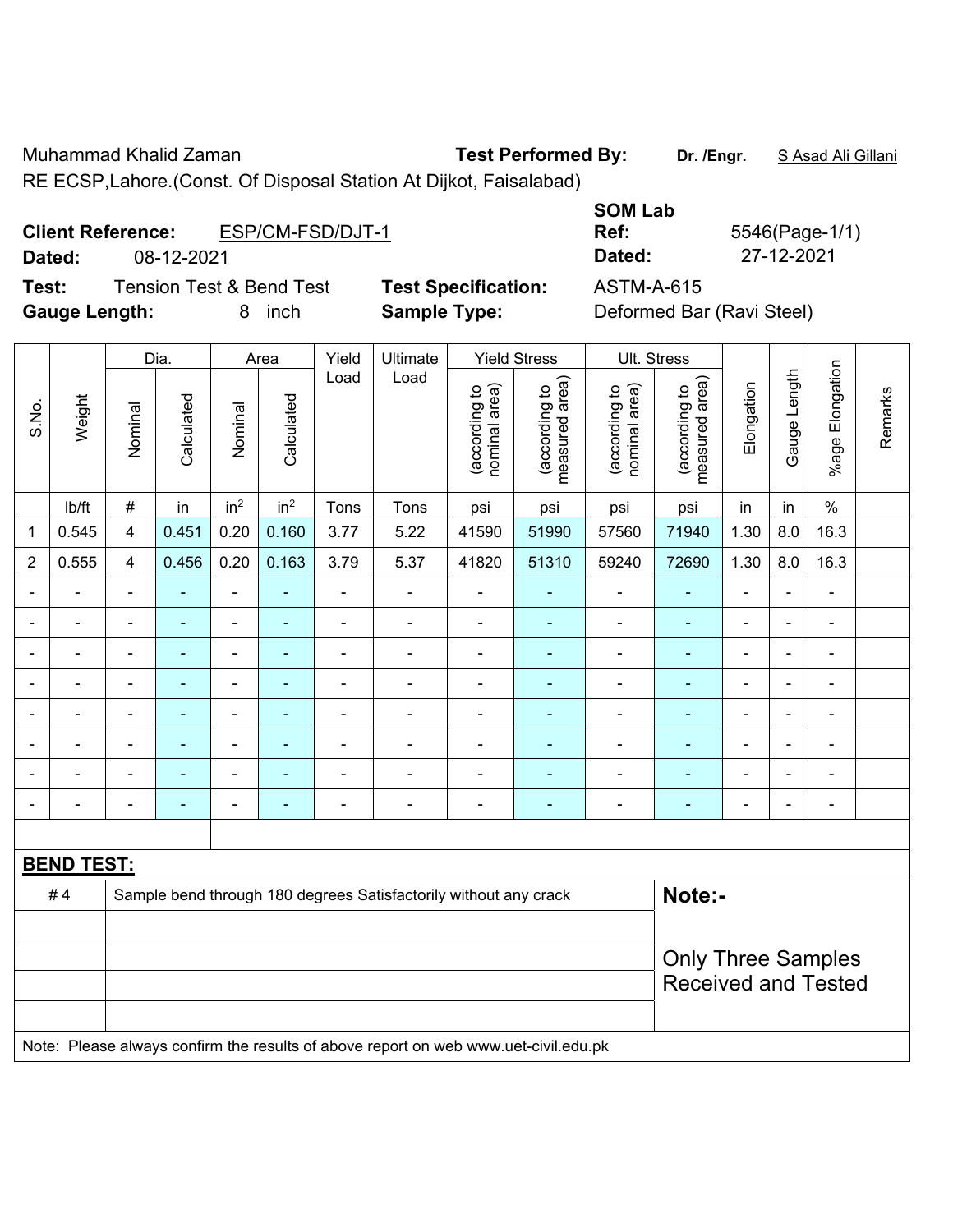Muhammad Khalid Zaman

**Test Performed By:** **Dr. /Engr.** S Asad Ali Gillani

RE ECSP,Lahore.(Const. Of Disposal Station At Dijkot, Faisalabad)

**Client Reference:** ESP/CM-FSD/DJT-1

**Dated:** 08-12-2021

**SOM Lab Ref:** 5546(Page-1/1)

**Dated:** 27-12-2021

**Test:** Tension Test & Bend Test

**Test Specification:** ASTM-A-615

**Gauge Length:** 8 inch

**Sample Type:** Deformed Bar (Ravi Steel)

| S.No. | Weight | Dia. | | Area | | Yield Load | Ultimate Load | Yield Stress | | Ult. Stress | | Elongation | Gauge Length | %age Elongation | Remarks |
|---|---|---|---|---|---|---|---|---|---|---|---|---|---|---|---|
| | | Nominal | Calculated | Nominal | Calculated | | | (according to nominal area) | (according to measured area) | (according to nominal area) | (according to measured area) | | | | |
| | lb/ft | # | in | $in^2$ | $in^2$ | Tons | Tons | psi | psi | psi | psi | in | in | % | |
| 1 | 0.545 | 4 | 0.451 | 0.20 | 0.160 | 3.77 | 5.22 | 41590 | 51990 | 57560 | 71940 | 1.30 | 8.0 | 16.3 | |
| 2 | 0.555 | 4 | 0.456 | 0.20 | 0.163 | 3.79 | 5.37 | 41820 | 51310 | 59240 | 72690 | 1.30 | 8.0 | 16.3 | |
| - | - | - | - | - | - | - | - | - | - | - | - | - | - | - | |
| - | - | - | - | - | - | - | - | - | - | - | - | - | - | - | |
| - | - | - | - | - | - | - | - | - | - | - | - | - | - | - | |
| - | - | - | - | - | - | - | - | - | - | - | - | - | - | - | |
| - | - | - | - | - | - | - | - | - | - | - | - | - | - | - | |
| - | - | - | - | - | - | - | - | - | - | - | - | - | - | - | |
| - | - | - | - | - | - | - | - | - | - | - | - | - | - | - | |
| - | - | - | - | - | - | - | - | - | - | - | - | - | - | - | |

**BEND TEST:**

| | | |
|---|---|---|
| # 4 | Sample bend through 180 degrees Satisfactorily without any crack | **Note:-** |
| | | Only Three Samples Received and Tested |

Note: Please always confirm the results of above report on web www.uet-civil.edu.pk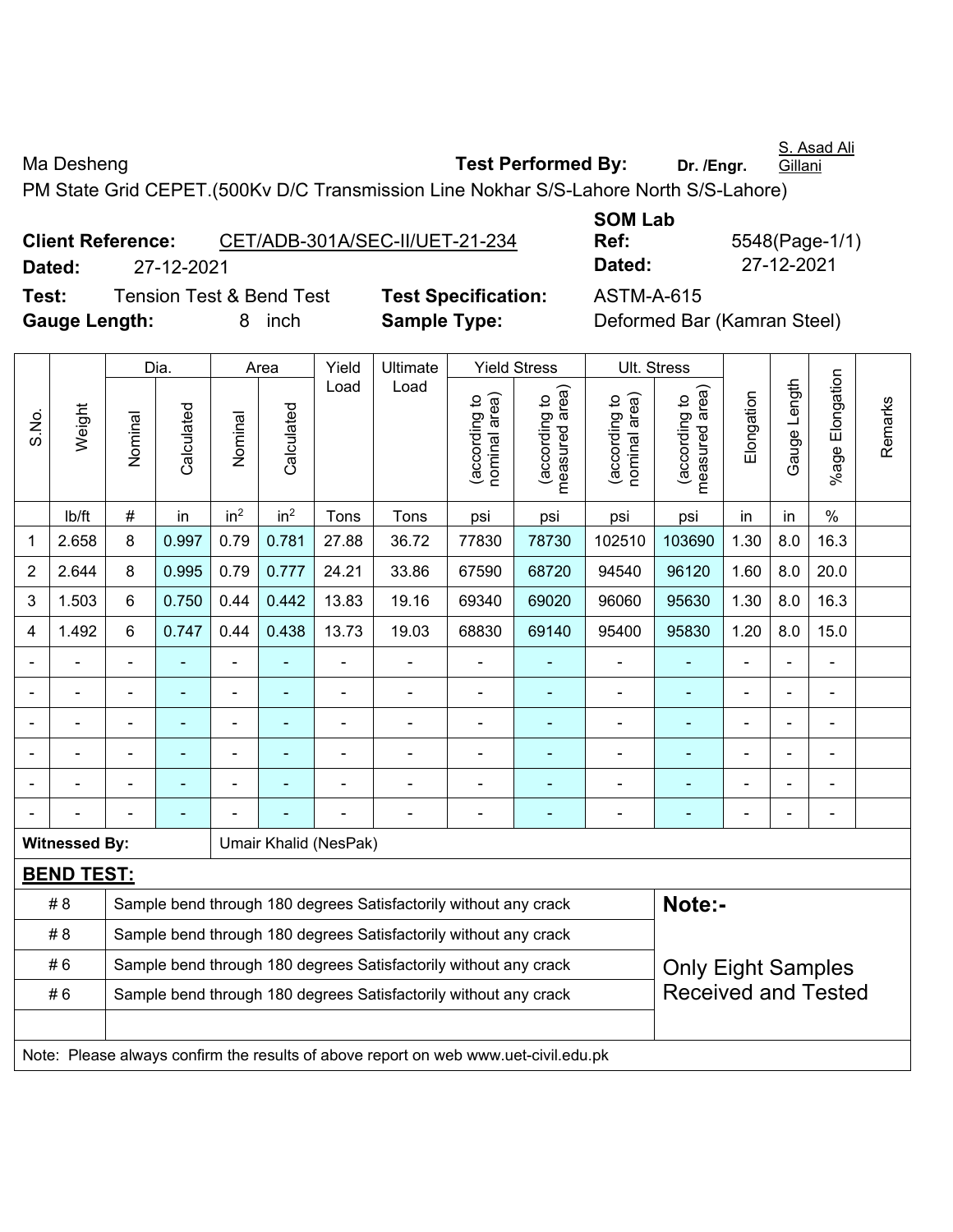Ma Desheng **Test Performed By:** **Dr. /Engr.** S. Asad Ali Gillani

PM State Grid CEPET.(500Kv D/C Transmission Line Nokhar S/S-Lahore North S/S-Lahore)

**Client Reference:** CET/ADB-301A/SEC-II/UET-21-234 **SOM Lab Ref:** 5548(Page-1/1)

**Dated:** 27-12-2021 **Dated:** 27-12-2021

**Test:** Tension Test & Bend Test **Test Specification:** ASTM-A-615

**Gauge Length:** 8 inch **Sample Type:** Deformed Bar (Kamran Steel)

| S.No. | Weight | Dia. | | Area | | Yield Load | Ultimate Load | Yield Stress | | Ult. Stress | | Elongation | Gauge Length | %age Elongation | Remarks |
|---|---|---|---|---|---|---|---|---|---|---|---|---|---|---|---|
| | | Nominal | Calculated | Nominal | Calculated | | | (according to nominal area) | (according to measured area) | (according to nominal area) | (according to measured area) | | | | |
| | lb/ft | # | in | $in^2$ | $in^2$ | Tons | Tons | psi | psi | psi | psi | in | in | % | |
| 1 | 2.658 | 8 | 0.997 | 0.79 | 0.781 | 27.88 | 36.72 | 77830 | 78730 | 102510 | 103690 | 1.30 | 8.0 | 16.3 | |
| 2 | 2.644 | 8 | 0.995 | 0.79 | 0.777 | 24.21 | 33.86 | 67590 | 68720 | 94540 | 96120 | 1.60 | 8.0 | 20.0 | |
| 3 | 1.503 | 6 | 0.750 | 0.44 | 0.442 | 13.83 | 19.16 | 69340 | 69020 | 96060 | 95630 | 1.30 | 8.0 | 16.3 | |
| 4 | 1.492 | 6 | 0.747 | 0.44 | 0.438 | 13.73 | 19.03 | 68830 | 69140 | 95400 | 95830 | 1.20 | 8.0 | 15.0 | |
| - | - | - | - | - | - | - | - | - | - | - | - | - | - | - | |
| - | - | - | - | - | - | - | - | - | - | - | - | - | - | - | |
| - | - | - | - | - | - | - | - | - | - | - | - | - | - | - | |
| - | - | - | - | - | - | - | - | - | - | - | - | - | - | - | |
| - | - | - | - | - | - | - | - | - | - | - | - | - | - | - | |
| - | - | - | - | - | - | - | - | - | - | - | - | - | - | - | |

**Witnessed By:** Umair Khalid (NesPak)

**BEND TEST:**

| | | |
|---|---|---|
| # 8 | Sample bend through 180 degrees Satisfactorily without any crack | **Note:-** |
| # 8 | Sample bend through 180 degrees Satisfactorily without any crack | |
| # 6 | Sample bend through 180 degrees Satisfactorily without any crack | Only Eight Samples Received and Tested |
| # 6 | Sample bend through 180 degrees Satisfactorily without any crack | |

Note: Please always confirm the results of above report on web www.uet-civil.edu.pk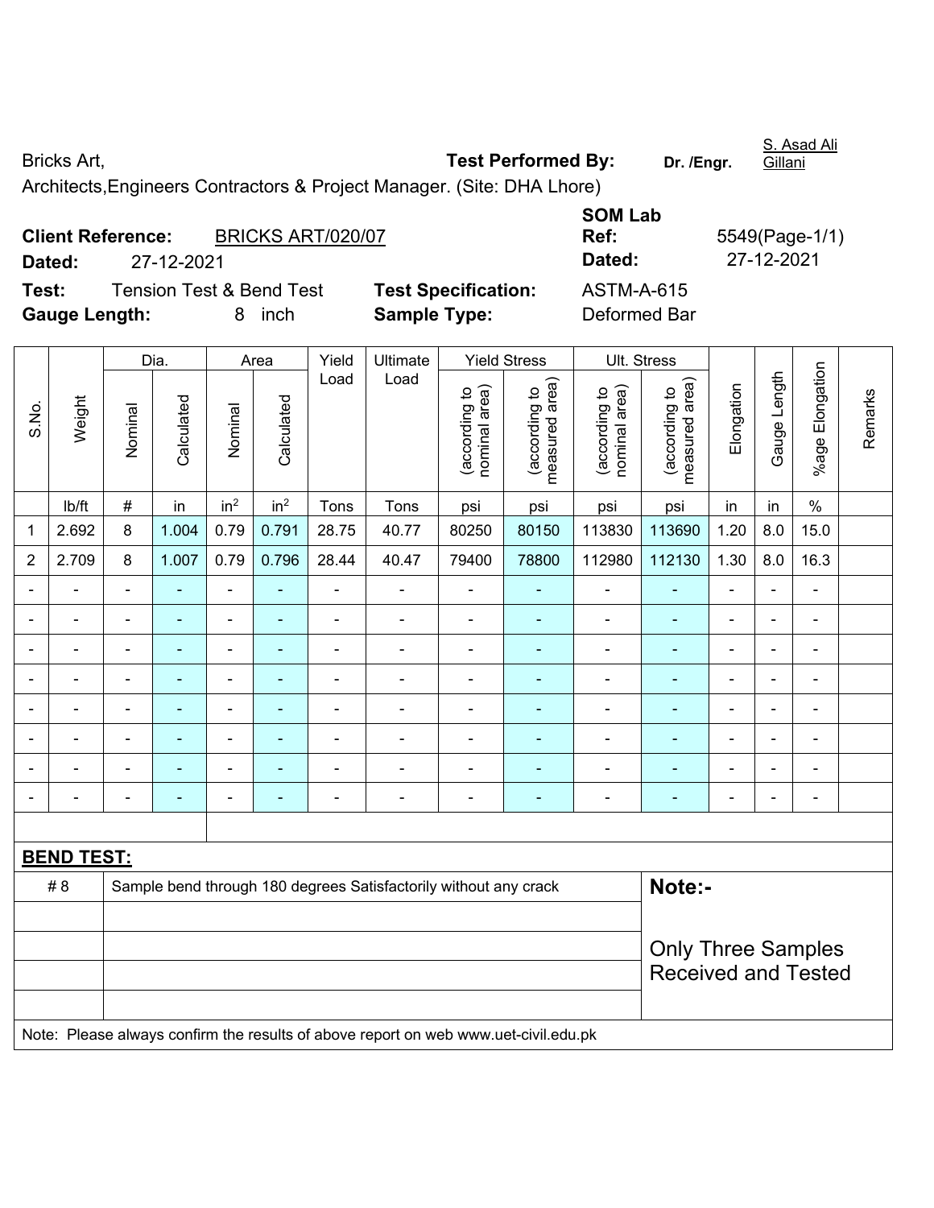Bricks Art,

Architects,Engineers Contractors & Project Manager. (Site: DHA Lhore)

**Test Performed By:** Dr. /Engr. S. Asad Ali Gillani

**Client Reference:** BRICKS ART/020/07

**Dated:** 27-12-2021

**SOM Lab Ref:** 5549(Page-1/1)

**Dated:** 27-12-2021

**Test:** Tension Test & Bend Test

**Test Specification:** ASTM-A-615

**Gauge Length:** 8 inch

**Sample Type:** Deformed Bar

| S.No. | Weight | Dia. | | Area | | Yield Load | Ultimate Load | Yield Stress | | Ult. Stress | | Elongation | Gauge Length | %age Elongation | Remarks |
|---|---|---|---|---|---|---|---|---|---|---|---|---|---|---|---|
| | | Nominal | Calculated | Nominal | Calculated | | | (according to nominal area) | (according to measured area) | (according to nominal area) | (according to measured area) | | | | |
| | lb/ft | # | in | in² | in² | Tons | Tons | psi | psi | psi | psi | in | in | % | |
| 1 | 2.692 | 8 | 1.004 | 0.79 | 0.791 | 28.75 | 40.77 | 80250 | 80150 | 113830 | 113690 | 1.20 | 8.0 | 15.0 | |
| 2 | 2.709 | 8 | 1.007 | 0.79 | 0.796 | 28.44 | 40.47 | 79400 | 78800 | 112980 | 112130 | 1.30 | 8.0 | 16.3 | |
| - | - | - | - | - | - | - | - | - | - | - | - | - | - | - | |
| - | - | - | - | - | - | - | - | - | - | - | - | - | - | - | |
| - | - | - | - | - | - | - | - | - | - | - | - | - | - | - | |
| - | - | - | - | - | - | - | - | - | - | - | - | - | - | - | |
| - | - | - | - | - | - | - | - | - | - | - | - | - | - | - | |
| - | - | - | - | - | - | - | - | - | - | - | - | - | - | - | |
| - | - | - | - | - | - | - | - | - | - | - | - | - | - | - | |
| - | - | - | - | - | - | - | - | - | - | - | - | - | - | - | |

**BEND TEST:**

| | | |
|---|---|---|
| # 8 | Sample bend through 180 degrees Satisfactorily without any crack | **Note:-** |
| | | Only Three Samples Received and Tested |

Note: Please always confirm the results of above report on web www.uet-civil.edu.pk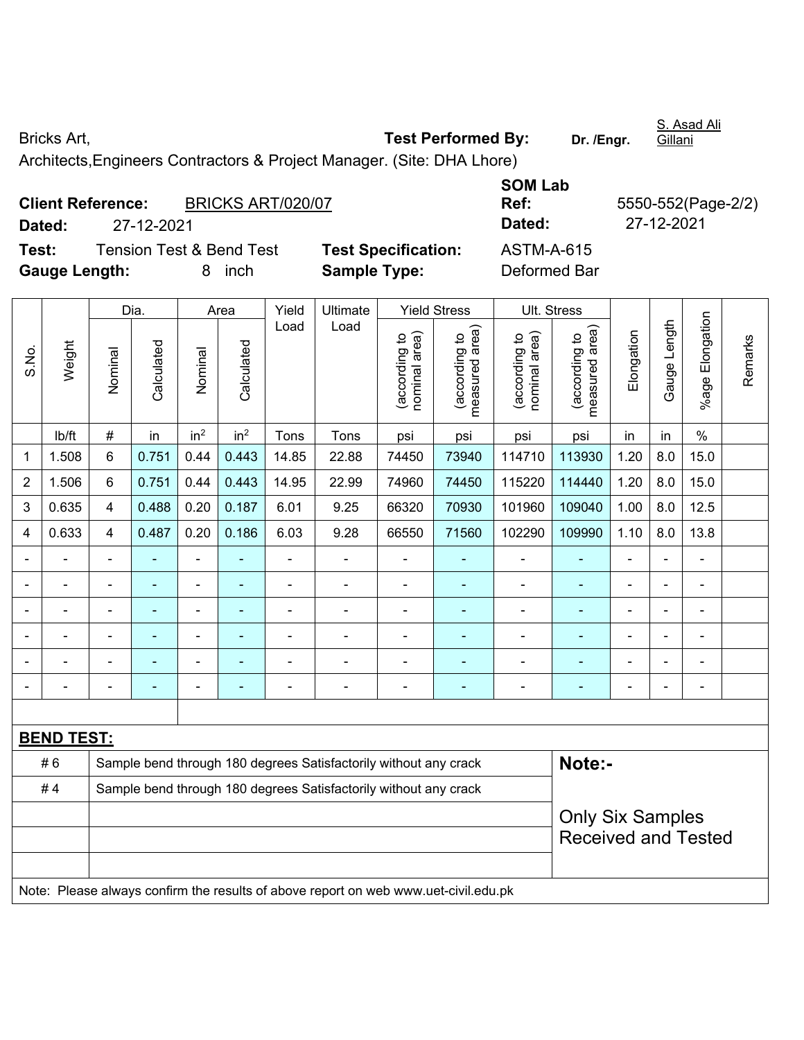Bricks Art,

Architects,Engineers Contractors & Project Manager. (Site: DHA Lhore)

**Test Performed By:** Dr. /Engr. S. Asad Ali Gillani

**Client Reference:** BRICKS ART/020/07

**Dated:** 27-12-2021

**SOM Lab Ref:** 5550-552(Page-2/2)

**Dated:** 27-12-2021

**Test:** Tension Test & Bend Test

**Test Specification:** ASTM-A-615

**Gauge Length:** 8 inch

**Sample Type:** Deformed Bar

| S.No. | Weight | Dia. | | Area | | Yield Load | Ultimate Load | Yield Stress | | Ult. Stress | | Elongation | Gauge Length | %age Elongation | Remarks |
|---|---|---|---|---|---|---|---|---|---|---|---|---|---|---|---|
| | | Nominal | Calculated | Nominal | Calculated | | | (according to nominal area) | (according to measured area) | (according to nominal area) | (according to measured area) | | | | |
| | lb/ft | # | in | in$^2$ | in$^2$ | Tons | Tons | psi | psi | psi | psi | in | in | % | |
| 1 | 1.508 | 6 | 0.751 | 0.44 | 0.443 | 14.85 | 22.88 | 74450 | 73940 | 114710 | 113930 | 1.20 | 8.0 | 15.0 | |
| 2 | 1.506 | 6 | 0.751 | 0.44 | 0.443 | 14.95 | 22.99 | 74960 | 74450 | 115220 | 114440 | 1.20 | 8.0 | 15.0 | |
| 3 | 0.635 | 4 | 0.488 | 0.20 | 0.187 | 6.01 | 9.25 | 66320 | 70930 | 101960 | 109040 | 1.00 | 8.0 | 12.5 | |
| 4 | 0.633 | 4 | 0.487 | 0.20 | 0.186 | 6.03 | 9.28 | 66550 | 71560 | 102290 | 109990 | 1.10 | 8.0 | 13.8 | |
| - | - | - | - | - | - | - | - | - | - | - | - | - | - | - | |
| - | - | - | - | - | - | - | - | - | - | - | - | - | - | - | |
| - | - | - | - | - | - | - | - | - | - | - | - | - | - | - | |
| - | - | - | - | - | - | - | - | - | - | - | - | - | - | - | |
| - | - | - | - | - | - | - | - | - | - | - | - | - | - | - | |
| - | - | - | - | - | - | - | - | - | - | - | - | - | - | - | |

**BEND TEST:**

| | | |
|---|---|---|
| # 6 | Sample bend through 180 degrees Satisfactorily without any crack | **Note:-** |
| # 4 | Sample bend through 180 degrees Satisfactorily without any crack | Only Six Samples Received and Tested |

Note: Please always confirm the results of above report on web www.uet-civil.edu.pk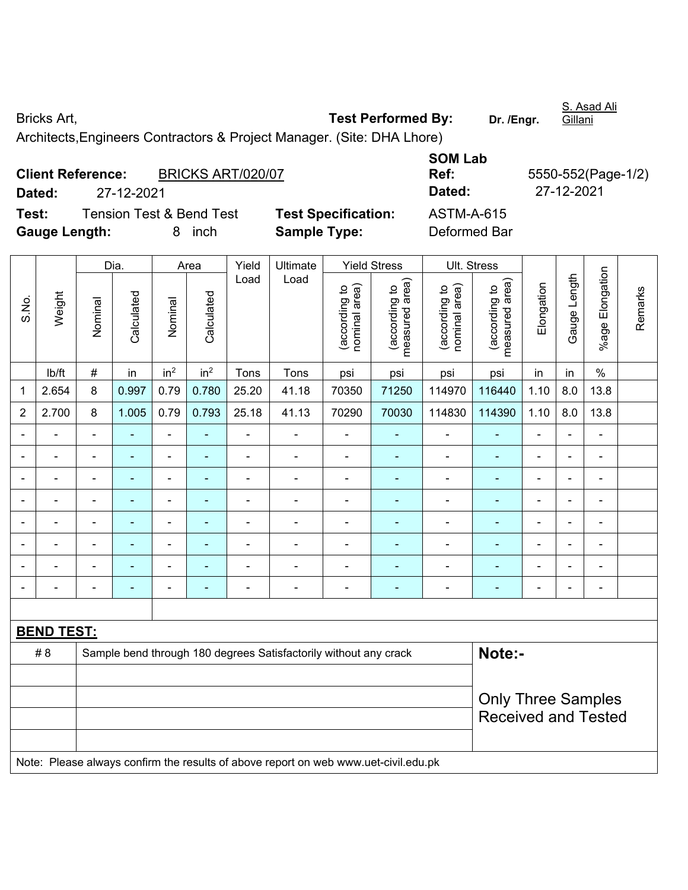Bricks Art,

**Test Performed By:** **Dr. /Engr.** S. Asad Ali Gillani

Architects,Engineers Contractors & Project Manager. (Site: DHA Lhore)

**Client Reference:** BRICKS ART/020/07

**Dated:** 27-12-2021

**SOM Lab Ref:** 5550-552(Page-1/2)

**Dated:** 27-12-2021

**Test:** Tension Test & Bend Test

**Test Specification:** ASTM-A-615

**Gauge Length:** 8 inch

**Sample Type:** Deformed Bar

| S.No. | Weight | Dia. | | Area | | Yield Load | Ultimate Load | Yield Stress | | Ult. Stress | | Elongation | Gauge Length | %age Elongation | Remarks |
|---|---|---|---|---|---|---|---|---|---|---|---|---|---|---|---|
| | | Nominal | Calculated | Nominal | Calculated | | | (according to nominal area) | (according to measured area) | (according to nominal area) | (according to measured area) | | | | |
| | lb/ft | # | in | $in^2$ | $in^2$ | Tons | Tons | psi | psi | psi | psi | in | in | % | |
| 1 | 2.654 | 8 | 0.997 | 0.79 | 0.780 | 25.20 | 41.18 | 70350 | 71250 | 114970 | 116440 | 1.10 | 8.0 | 13.8 | |
| 2 | 2.700 | 8 | 1.005 | 0.79 | 0.793 | 25.18 | 41.13 | 70290 | 70030 | 114830 | 114390 | 1.10 | 8.0 | 13.8 | |
| - | - | - | - | - | - | - | - | - | - | - | - | - | - | - | |
| - | - | - | - | - | - | - | - | - | - | - | - | - | - | - | |
| - | - | - | - | - | - | - | - | - | - | - | - | - | - | - | |
| - | - | - | - | - | - | - | - | - | - | - | - | - | - | - | |
| - | - | - | - | - | - | - | - | - | - | - | - | - | - | - | |
| - | - | - | - | - | - | - | - | - | - | - | - | - | - | - | |
| - | - | - | - | - | - | - | - | - | - | - | - | - | - | - | |
| - | - | - | - | - | - | - | - | - | - | - | - | - | - | - | |

**BEND TEST:**

| | | |
|---|---|---|
| # 8 | Sample bend through 180 degrees Satisfactorily without any crack | **Note:-** Only Three Samples Received and Tested |

Note: Please always confirm the results of above report on web www.uet-civil.edu.pk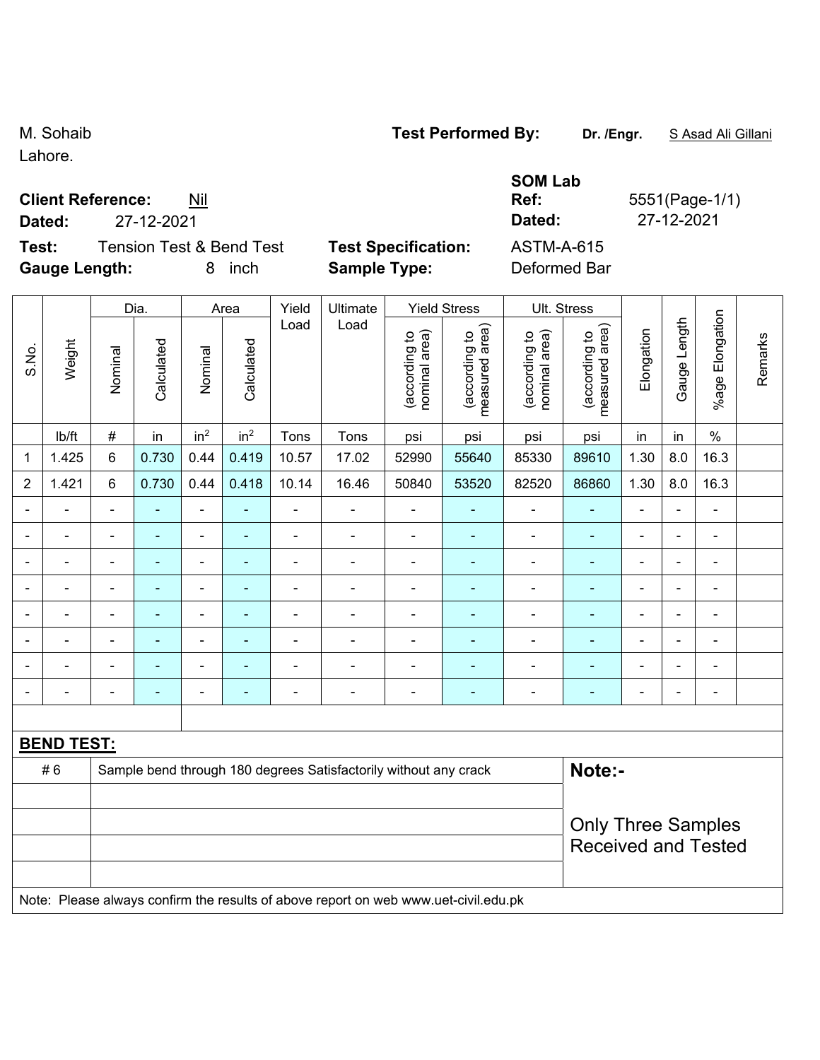M. Sohaib
Lahore.

**Test Performed By:** **Dr. /Engr.** S Asad Ali Gillani

**Client Reference:** Nil
**Dated:** 27-12-2021

**SOM Lab**
**Ref:** 5551(Page-1/1)
**Dated:** 27-12-2021

**Test:** Tension Test & Bend Test
**Gauge Length:** 8 inch

**Test Specification:** ASTM-A-615
**Sample Type:** Deformed Bar

| S.No. | Weight | Dia. | | Area | | Yield Load | Ultimate Load | Yield Stress | | Ult. Stress | | Elongation | Gauge Length | %age Elongation | Remarks |
|---|---|---|---|---|---|---|---|---|---|---|---|---|---|---|---|
| | | Nominal | Calculated | Nominal | Calculated | | | (according to nominal area) | (according to measured area) | (according to nominal area) | (according to measured area) | | | | |
| | lb/ft | # | in | in$^2$ | in$^2$ | Tons | Tons | psi | psi | psi | psi | in | in | % | |
| 1 | 1.425 | 6 | 0.730 | 0.44 | 0.419 | 10.57 | 17.02 | 52990 | 55640 | 85330 | 89610 | 1.30 | 8.0 | 16.3 | |
| 2 | 1.421 | 6 | 0.730 | 0.44 | 0.418 | 10.14 | 16.46 | 50840 | 53520 | 82520 | 86860 | 1.30 | 8.0 | 16.3 | |
| - | - | - | - | - | - | - | - | - | - | - | - | - | - | - | |
| - | - | - | - | - | - | - | - | - | - | - | - | - | - | - | |
| - | - | - | - | - | - | - | - | - | - | - | - | - | - | - | |
| - | - | - | - | - | - | - | - | - | - | - | - | - | - | - | |
| - | - | - | - | - | - | - | - | - | - | - | - | - | - | - | |
| - | - | - | - | - | - | - | - | - | - | - | - | - | - | - | |
| - | - | - | - | - | - | - | - | - | - | - | - | - | - | - | |
| - | - | - | - | - | - | - | - | - | - | - | - | - | - | - | |

**BEND TEST:**

| | | |
|---|---|---|
| # 6 | Sample bend through 180 degrees Satisfactorily without any crack | **Note:-** |
| | | Only Three Samples Received and Tested |
| | | |
| | | |
| | | |

Note: Please always confirm the results of above report on web www.uet-civil.edu.pk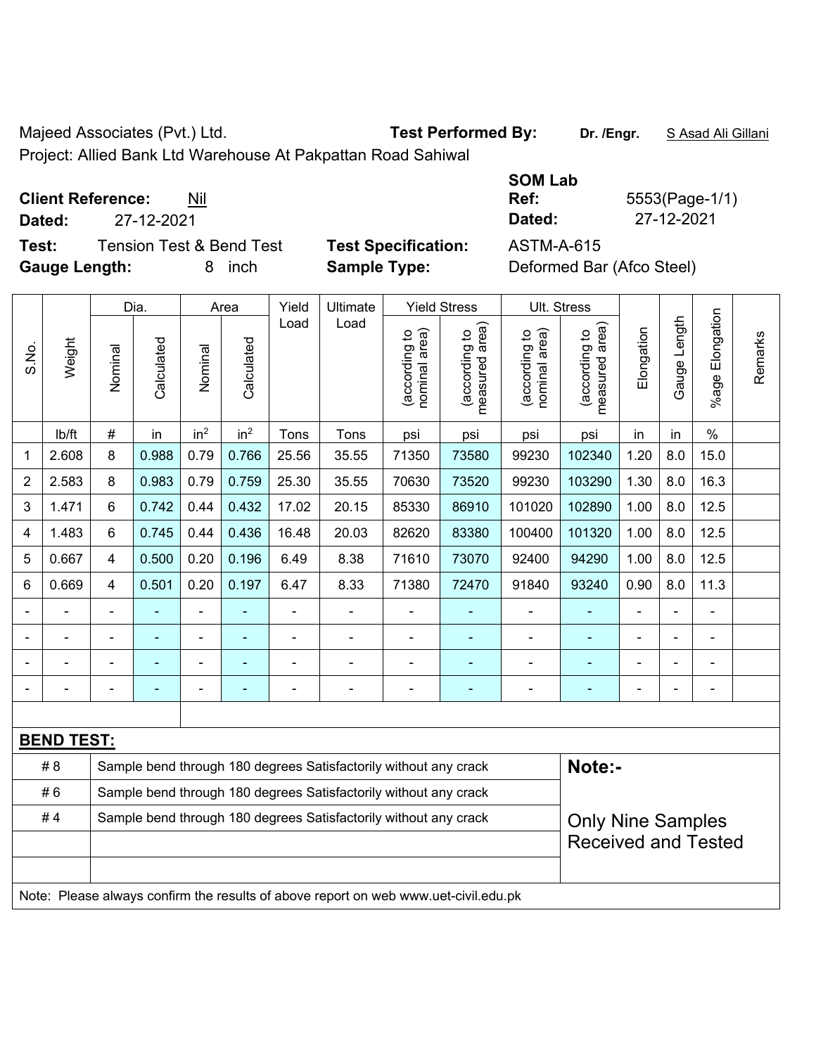Majeed Associates (Pvt.) Ltd. **Test Performed By:** **Dr. /Engr.** S Asad Ali Gillani

Project: Allied Bank Ltd Warehouse At Pakpattan Road Sahiwal

**Client Reference:** Nil

**Dated:** 27-12-2021

**SOM Lab Ref:** 5553(Page-1/1)

**Dated:** 27-12-2021

**Test:** Tension Test & Bend Test **Test Specification:** ASTM-A-615

**Gauge Length:** 8 inch **Sample Type:** Deformed Bar (Afco Steel)

| S.No. | Weight | Dia. | | Area | | Yield Load | Ultimate Load | Yield Stress | | Ult. Stress | | Elongation | Gauge Length | %age Elongation | Remarks |
|---|---|---|---|---|---|---|---|---|---|---|---|---|---|---|---|
| | | Nominal | Calculated | Nominal | Calculated | | | (according to nominal area) | (according to measured area) | (according to nominal area) | (according to measured area) | | | | |
| | lb/ft | # | in | in² | in² | Tons | Tons | psi | psi | psi | psi | in | in | % | |
| 1 | 2.608 | 8 | 0.988 | 0.79 | 0.766 | 25.56 | 35.55 | 71350 | 73580 | 99230 | 102340 | 1.20 | 8.0 | 15.0 | |
| 2 | 2.583 | 8 | 0.983 | 0.79 | 0.759 | 25.30 | 35.55 | 70630 | 73520 | 99230 | 103290 | 1.30 | 8.0 | 16.3 | |
| 3 | 1.471 | 6 | 0.742 | 0.44 | 0.432 | 17.02 | 20.15 | 85330 | 86910 | 101020 | 102890 | 1.00 | 8.0 | 12.5 | |
| 4 | 1.483 | 6 | 0.745 | 0.44 | 0.436 | 16.48 | 20.03 | 82620 | 83380 | 100400 | 101320 | 1.00 | 8.0 | 12.5 | |
| 5 | 0.667 | 4 | 0.500 | 0.20 | 0.196 | 6.49 | 8.38 | 71610 | 73070 | 92400 | 94290 | 1.00 | 8.0 | 12.5 | |
| 6 | 0.669 | 4 | 0.501 | 0.20 | 0.197 | 6.47 | 8.33 | 71380 | 72470 | 91840 | 93240 | 0.90 | 8.0 | 11.3 | |
| - | - | - | - | - | - | - | - | - | - | - | - | - | - | - | |
| - | - | - | - | - | - | - | - | - | - | - | - | - | - | - | |
| - | - | - | - | - | - | - | - | - | - | - | - | - | - | - | |
| - | - | - | - | - | - | - | - | - | - | - | - | - | - | - | |

**BEND TEST:**

| | | |
|---|---|---|
| # 8 | Sample bend through 180 degrees Satisfactorily without any crack | **Note:-** |
| # 6 | Sample bend through 180 degrees Satisfactorily without any crack | |
| # 4 | Sample bend through 180 degrees Satisfactorily without any crack | Only Nine Samples Received and Tested |

Note: Please always confirm the results of above report on web www.uet-civil.edu.pk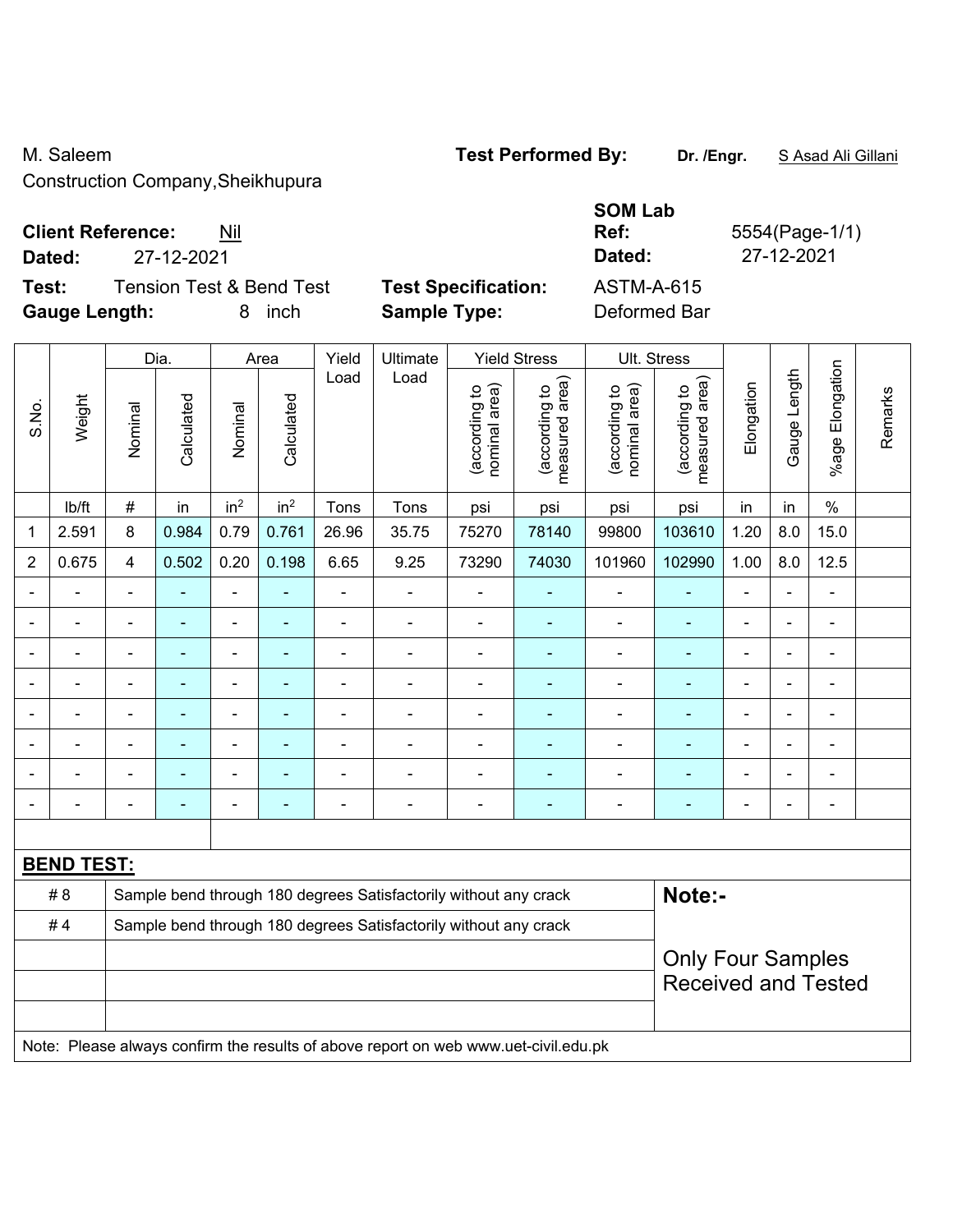M. Saleem
Construction Company,Sheikhupura

**Test Performed By:** **Dr. /Engr.** S Asad Ali Gillani

**Client Reference:** Nil
**Dated:** 27-12-2021

**SOM Lab Ref:** 5554(Page-1/1)
**Dated:** 27-12-2021

**Test:** Tension Test & Bend Test
**Gauge Length:** 8 inch

**Test Specification:** ASTM-A-615
**Sample Type:** Deformed Bar

| S.No. | Weight | Dia. | | Area | | Yield Load | Ultimate Load | Yield Stress | | Ult. Stress | | Elongation | Gauge Length | %age Elongation | Remarks |
|---|---|---|---|---|---|---|---|---|---|---|---|---|---|---|---|
| | | Nominal | Calculated | Nominal | Calculated | | | (according to nominal area) | (according to measured area) | (according to nominal area) | (according to measured area) | | | | |
| | lb/ft | # | in | $in^2$ | $in^2$ | Tons | Tons | psi | psi | psi | psi | in | in | % | |
| 1 | 2.591 | 8 | 0.984 | 0.79 | 0.761 | 26.96 | 35.75 | 75270 | 78140 | 99800 | 103610 | 1.20 | 8.0 | 15.0 | |
| 2 | 0.675 | 4 | 0.502 | 0.20 | 0.198 | 6.65 | 9.25 | 73290 | 74030 | 101960 | 102990 | 1.00 | 8.0 | 12.5 | |
| - | - | - | - | - | - | - | - | - | - | - | - | - | - | - | |
| - | - | - | - | - | - | - | - | - | - | - | - | - | - | - | |
| - | - | - | - | - | - | - | - | - | - | - | - | - | - | - | |
| - | - | - | - | - | - | - | - | - | - | - | - | - | - | - | |
| - | - | - | - | - | - | - | - | - | - | - | - | - | - | - | |
| - | - | - | - | - | - | - | - | - | - | - | - | - | - | - | |
| - | - | - | - | - | - | - | - | - | - | - | - | - | - | - | |
| - | - | - | - | - | - | - | - | - | - | - | - | - | - | - | |

**BEND TEST:**

| | | |
|---|---|---|
| # 8 | Sample bend through 180 degrees Satisfactorily without any crack | **Note:-** |
| # 4 | Sample bend through 180 degrees Satisfactorily without any crack | Only Four Samples Received and Tested |

Note: Please always confirm the results of above report on web www.uet-civil.edu.pk